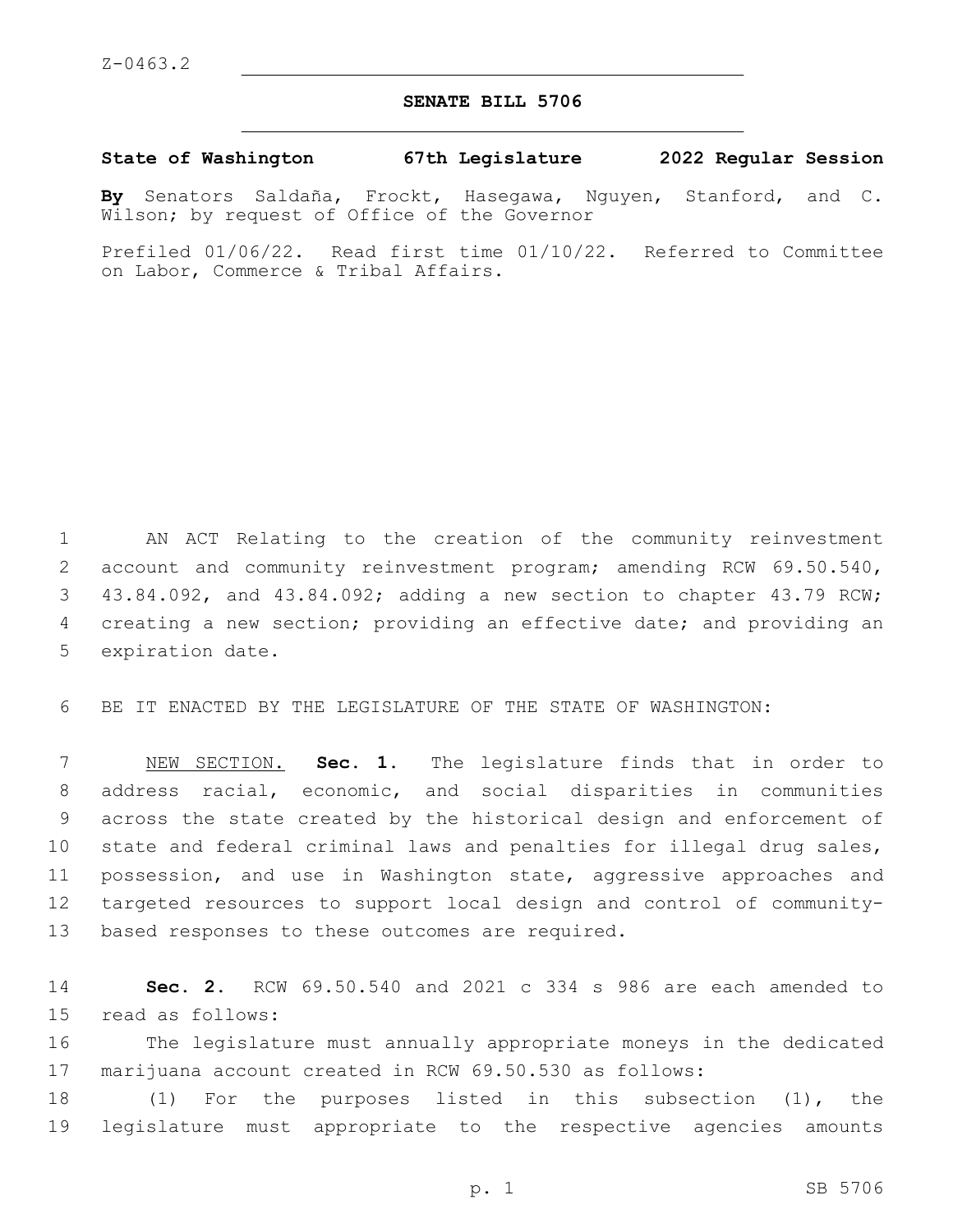Z-0463.2

# SENATE BILL 5706

**State of Washington 67th Legislature 2022 Regular Session**

**By** Senators Saldaña, Frockt, Hasegawa, Nguyen, Stanford, and C. Wilson; by request of Office of the Governor

Prefiled 01/06/22. Read first time 01/10/22. Referred to Committee on Labor, Commerce & Tribal Affairs.

AN ACT Relating to the creation of the community reinvestment account and community reinvestment program; amending RCW 69.50.540, 43.84.092, and 43.84.092; adding a new section to chapter 43.79 RCW; creating a new section; providing an effective date; and providing an expiration date.

BE IT ENACTED BY THE LEGISLATURE OF THE STATE OF WASHINGTON:

NEW SECTION. **Sec. 1.** The legislature finds that in order to address racial, economic, and social disparities in communities across the state created by the historical design and enforcement of state and federal criminal laws and penalties for illegal drug sales, possession, and use in Washington state, aggressive approaches and targeted resources to support local design and control of community-based responses to these outcomes are required.

**Sec. 2.** RCW 69.50.540 and 2021 c 334 s 986 are each amended to read as follows:

The legislature must annually appropriate moneys in the dedicated marijuana account created in RCW 69.50.530 as follows:

(1) For the purposes listed in this subsection (1), the legislature must appropriate to the respective agencies amounts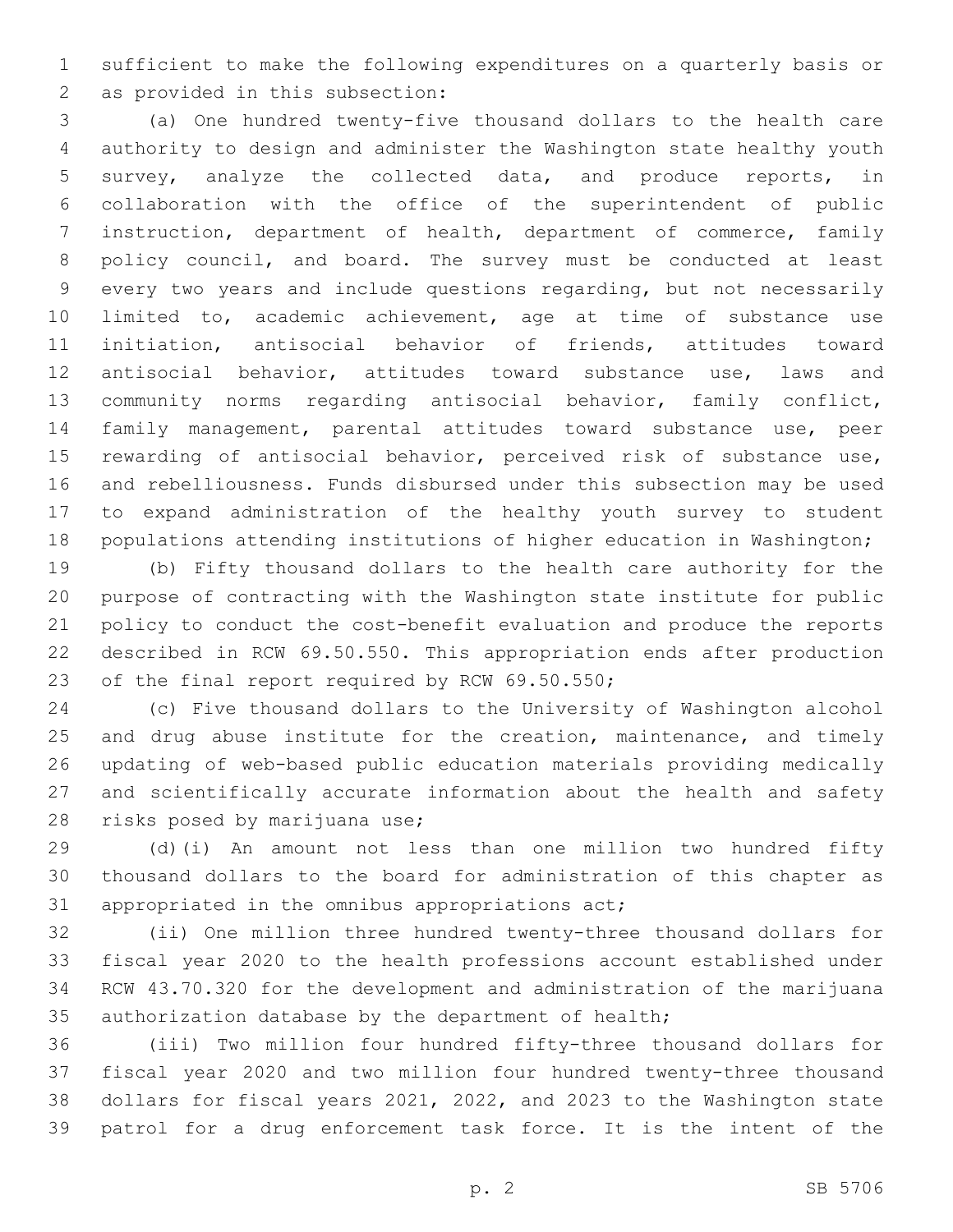sufficient to make the following expenditures on a quarterly basis or as provided in this subsection:

(a) One hundred twenty-five thousand dollars to the health care authority to design and administer the Washington state healthy youth survey, analyze the collected data, and produce reports, in collaboration with the office of the superintendent of public instruction, department of health, department of commerce, family policy council, and board. The survey must be conducted at least every two years and include questions regarding, but not necessarily limited to, academic achievement, age at time of substance use initiation, antisocial behavior of friends, attitudes toward antisocial behavior, attitudes toward substance use, laws and community norms regarding antisocial behavior, family conflict, family management, parental attitudes toward substance use, peer rewarding of antisocial behavior, perceived risk of substance use, and rebelliousness. Funds disbursed under this subsection may be used to expand administration of the healthy youth survey to student populations attending institutions of higher education in Washington;

(b) Fifty thousand dollars to the health care authority for the purpose of contracting with the Washington state institute for public policy to conduct the cost-benefit evaluation and produce the reports described in RCW 69.50.550. This appropriation ends after production of the final report required by RCW 69.50.550;

(c) Five thousand dollars to the University of Washington alcohol and drug abuse institute for the creation, maintenance, and timely updating of web-based public education materials providing medically and scientifically accurate information about the health and safety risks posed by marijuana use;

(d)(i) An amount not less than one million two hundred fifty thousand dollars to the board for administration of this chapter as appropriated in the omnibus appropriations act;

(ii) One million three hundred twenty-three thousand dollars for fiscal year 2020 to the health professions account established under RCW 43.70.320 for the development and administration of the marijuana authorization database by the department of health;

(iii) Two million four hundred fifty-three thousand dollars for fiscal year 2020 and two million four hundred twenty-three thousand dollars for fiscal years 2021, 2022, and 2023 to the Washington state patrol for a drug enforcement task force. It is the intent of the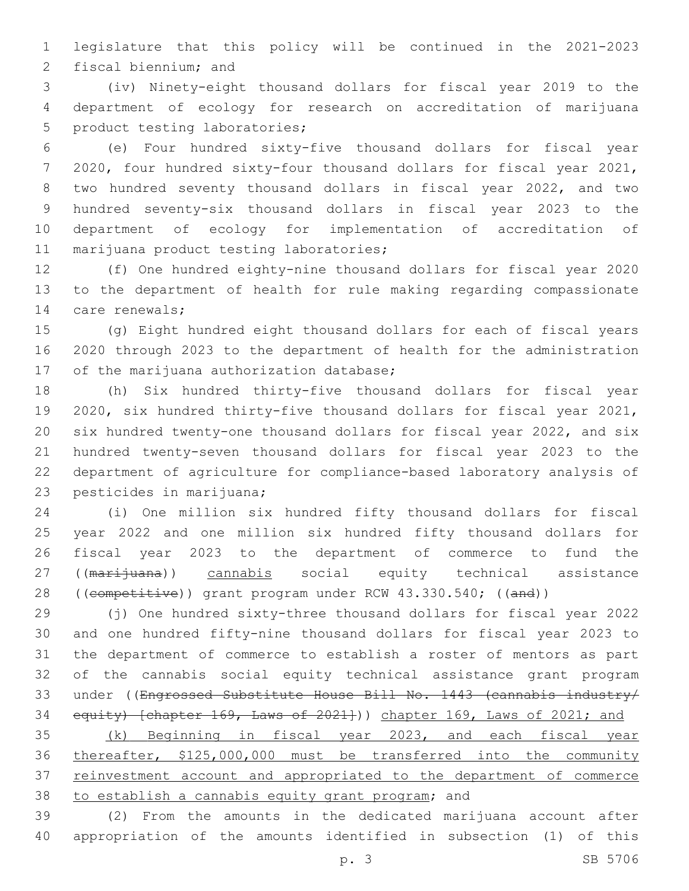legislature that this policy will be continued in the 2021-2023 fiscal biennium; and

(iv) Ninety-eight thousand dollars for fiscal year 2019 to the department of ecology for research on accreditation of marijuana product testing laboratories;

(e) Four hundred sixty-five thousand dollars for fiscal year 2020, four hundred sixty-four thousand dollars for fiscal year 2021, two hundred seventy thousand dollars in fiscal year 2022, and two hundred seventy-six thousand dollars in fiscal year 2023 to the department of ecology for implementation of accreditation of marijuana product testing laboratories;

(f) One hundred eighty-nine thousand dollars for fiscal year 2020 to the department of health for rule making regarding compassionate care renewals;

(g) Eight hundred eight thousand dollars for each of fiscal years 2020 through 2023 to the department of health for the administration of the marijuana authorization database;

(h) Six hundred thirty-five thousand dollars for fiscal year 2020, six hundred thirty-five thousand dollars for fiscal year 2021, six hundred twenty-one thousand dollars for fiscal year 2022, and six hundred twenty-seven thousand dollars for fiscal year 2023 to the department of agriculture for compliance-based laboratory analysis of pesticides in marijuana;

(i) One million six hundred fifty thousand dollars for fiscal year 2022 and one million six hundred fifty thousand dollars for fiscal year 2023 to the department of commerce to fund the ((~~marijuana~~)) <u>cannabis</u> social equity technical assistance ((~~competitive~~)) grant program under RCW 43.330.540; ((~~and~~))

(j) One hundred sixty-three thousand dollars for fiscal year 2022 and one hundred fifty-nine thousand dollars for fiscal year 2023 to the department of commerce to establish a roster of mentors as part of the cannabis social equity technical assistance grant program under ((~~Engrossed Substitute House Bill No. 1443 (cannabis industry/equity) [chapter 169, Laws of 2021]~~)) <u>chapter 169, Laws of 2021; and</u>

<u>(k) Beginning in fiscal year 2023, and each fiscal year thereafter, $125,000,000 must be transferred into the community reinvestment account and appropriated to the department of commerce to establish a cannabis equity grant program</u>; and

(2) From the amounts in the dedicated marijuana account after appropriation of the amounts identified in subsection (1) of this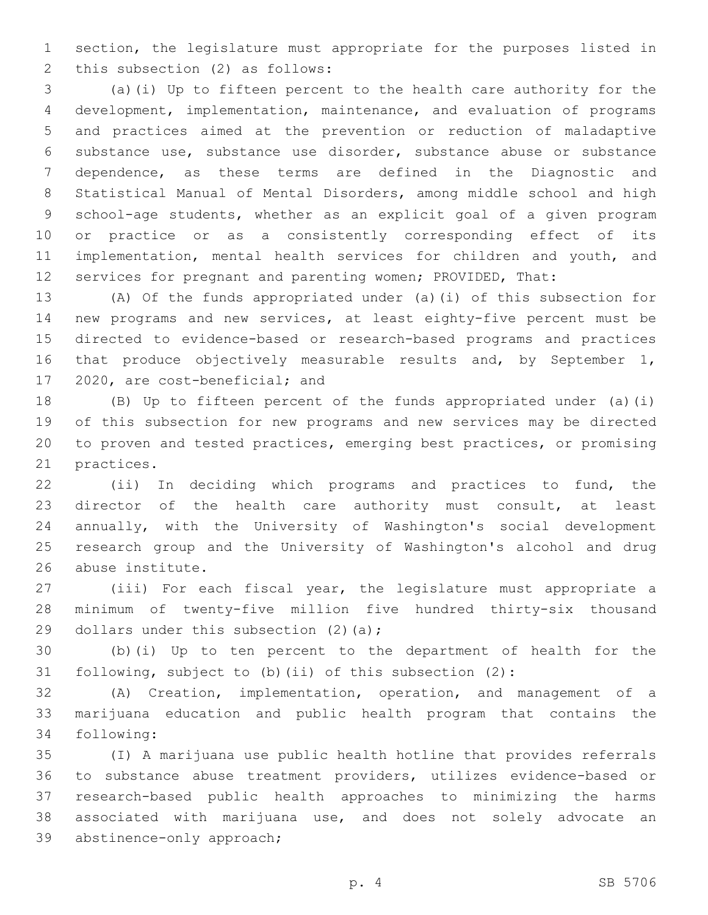section, the legislature must appropriate for the purposes listed in this subsection (2) as follows:

(a)(i) Up to fifteen percent to the health care authority for the development, implementation, maintenance, and evaluation of programs and practices aimed at the prevention or reduction of maladaptive substance use, substance use disorder, substance abuse or substance dependence, as these terms are defined in the Diagnostic and Statistical Manual of Mental Disorders, among middle school and high school-age students, whether as an explicit goal of a given program or practice or as a consistently corresponding effect of its implementation, mental health services for children and youth, and services for pregnant and parenting women; PROVIDED, That:

(A) Of the funds appropriated under (a)(i) of this subsection for new programs and new services, at least eighty-five percent must be directed to evidence-based or research-based programs and practices that produce objectively measurable results and, by September 1, 2020, are cost-beneficial; and

(B) Up to fifteen percent of the funds appropriated under (a)(i) of this subsection for new programs and new services may be directed to proven and tested practices, emerging best practices, or promising practices.

(ii) In deciding which programs and practices to fund, the director of the health care authority must consult, at least annually, with the University of Washington's social development research group and the University of Washington's alcohol and drug abuse institute.

(iii) For each fiscal year, the legislature must appropriate a minimum of twenty-five million five hundred thirty-six thousand dollars under this subsection (2)(a);

(b)(i) Up to ten percent to the department of health for the following, subject to (b)(ii) of this subsection (2):

(A) Creation, implementation, operation, and management of a marijuana education and public health program that contains the following:

(I) A marijuana use public health hotline that provides referrals to substance abuse treatment providers, utilizes evidence-based or research-based public health approaches to minimizing the harms associated with marijuana use, and does not solely advocate an abstinence-only approach;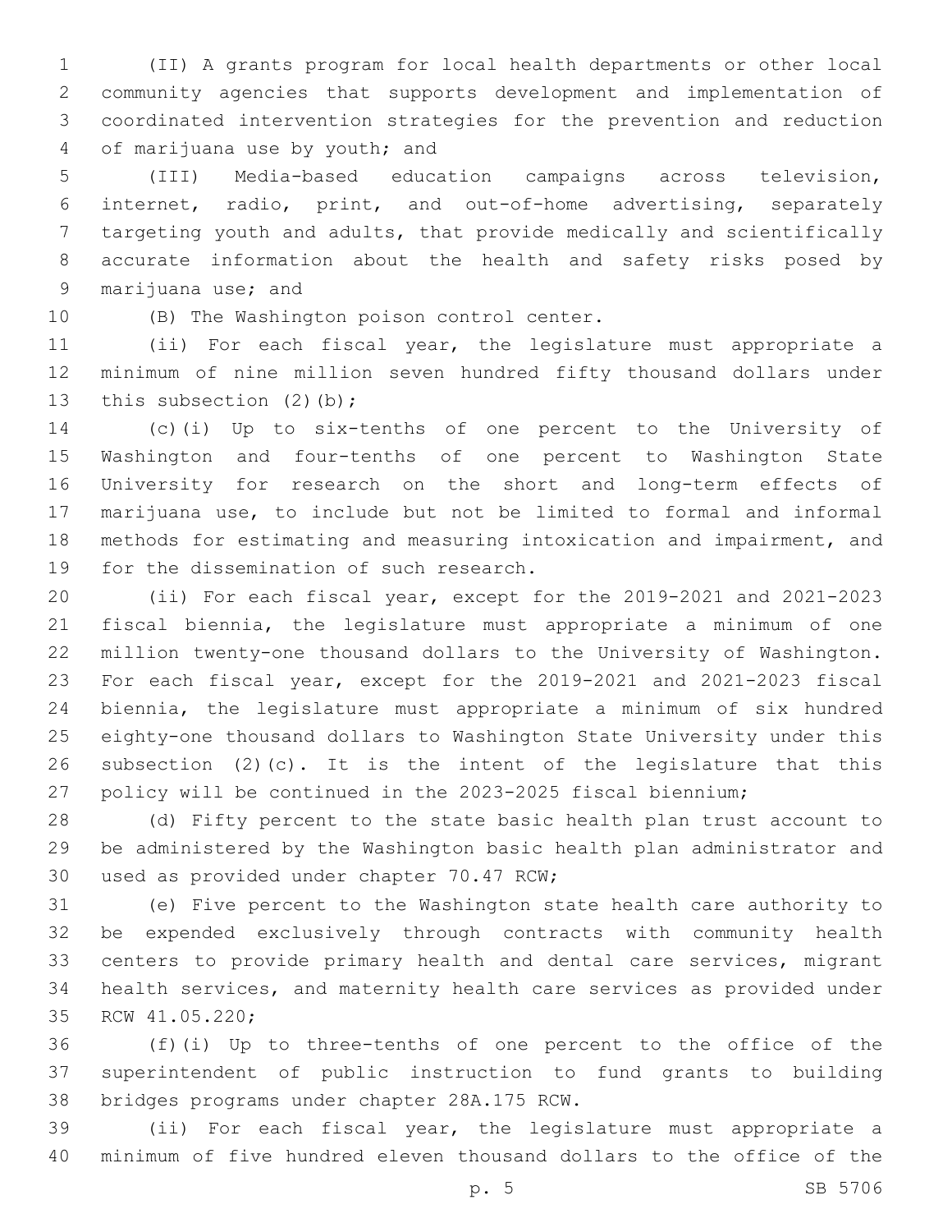(II) A grants program for local health departments or other local community agencies that supports development and implementation of coordinated intervention strategies for the prevention and reduction of marijuana use by youth; and

(III) Media-based education campaigns across television, internet, radio, print, and out-of-home advertising, separately targeting youth and adults, that provide medically and scientifically accurate information about the health and safety risks posed by marijuana use; and

(B) The Washington poison control center.

(ii) For each fiscal year, the legislature must appropriate a minimum of nine million seven hundred fifty thousand dollars under this subsection (2)(b);

(c)(i) Up to six-tenths of one percent to the University of Washington and four-tenths of one percent to Washington State University for research on the short and long-term effects of marijuana use, to include but not be limited to formal and informal methods for estimating and measuring intoxication and impairment, and for the dissemination of such research.

(ii) For each fiscal year, except for the 2019-2021 and 2021-2023 fiscal biennia, the legislature must appropriate a minimum of one million twenty-one thousand dollars to the University of Washington. For each fiscal year, except for the 2019-2021 and 2021-2023 fiscal biennia, the legislature must appropriate a minimum of six hundred eighty-one thousand dollars to Washington State University under this subsection (2)(c). It is the intent of the legislature that this policy will be continued in the 2023-2025 fiscal biennium;

(d) Fifty percent to the state basic health plan trust account to be administered by the Washington basic health plan administrator and used as provided under chapter 70.47 RCW;

(e) Five percent to the Washington state health care authority to be expended exclusively through contracts with community health centers to provide primary health and dental care services, migrant health services, and maternity health care services as provided under RCW 41.05.220;

(f)(i) Up to three-tenths of one percent to the office of the superintendent of public instruction to fund grants to building bridges programs under chapter 28A.175 RCW.

(ii) For each fiscal year, the legislature must appropriate a minimum of five hundred eleven thousand dollars to the office of the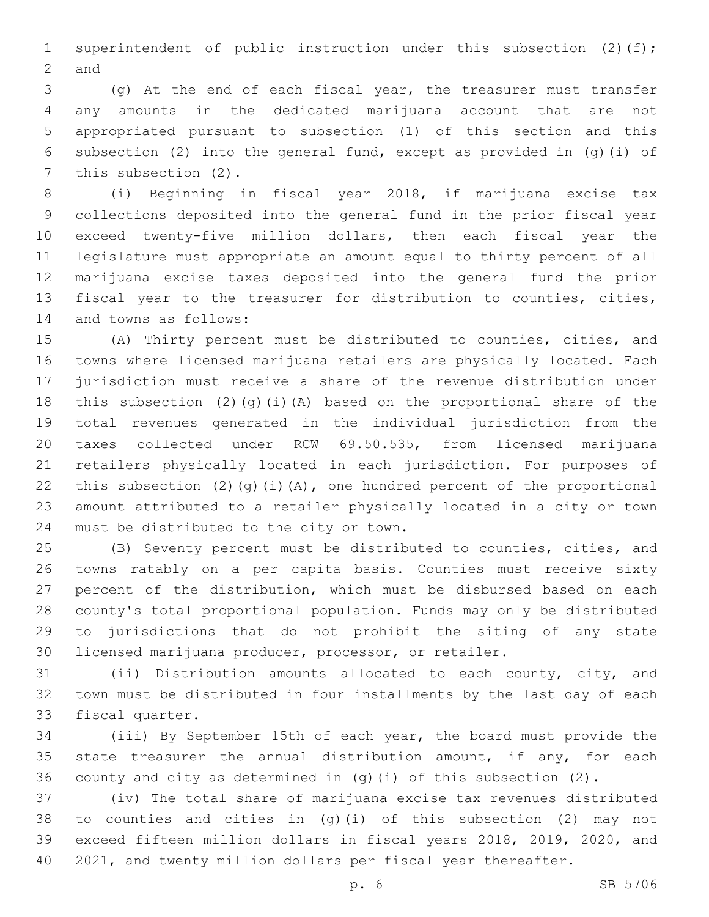superintendent of public instruction under this subsection (2)(f); and

(g) At the end of each fiscal year, the treasurer must transfer any amounts in the dedicated marijuana account that are not appropriated pursuant to subsection (1) of this section and this subsection (2) into the general fund, except as provided in (g)(i) of this subsection (2).

(i) Beginning in fiscal year 2018, if marijuana excise tax collections deposited into the general fund in the prior fiscal year exceed twenty-five million dollars, then each fiscal year the legislature must appropriate an amount equal to thirty percent of all marijuana excise taxes deposited into the general fund the prior fiscal year to the treasurer for distribution to counties, cities, and towns as follows:

(A) Thirty percent must be distributed to counties, cities, and towns where licensed marijuana retailers are physically located. Each jurisdiction must receive a share of the revenue distribution under this subsection (2)(g)(i)(A) based on the proportional share of the total revenues generated in the individual jurisdiction from the taxes collected under RCW 69.50.535, from licensed marijuana retailers physically located in each jurisdiction. For purposes of this subsection (2)(g)(i)(A), one hundred percent of the proportional amount attributed to a retailer physically located in a city or town must be distributed to the city or town.

(B) Seventy percent must be distributed to counties, cities, and towns ratably on a per capita basis. Counties must receive sixty percent of the distribution, which must be disbursed based on each county's total proportional population. Funds may only be distributed to jurisdictions that do not prohibit the siting of any state licensed marijuana producer, processor, or retailer.

(ii) Distribution amounts allocated to each county, city, and town must be distributed in four installments by the last day of each fiscal quarter.

(iii) By September 15th of each year, the board must provide the state treasurer the annual distribution amount, if any, for each county and city as determined in (g)(i) of this subsection (2).

(iv) The total share of marijuana excise tax revenues distributed to counties and cities in (g)(i) of this subsection (2) may not exceed fifteen million dollars in fiscal years 2018, 2019, 2020, and 2021, and twenty million dollars per fiscal year thereafter.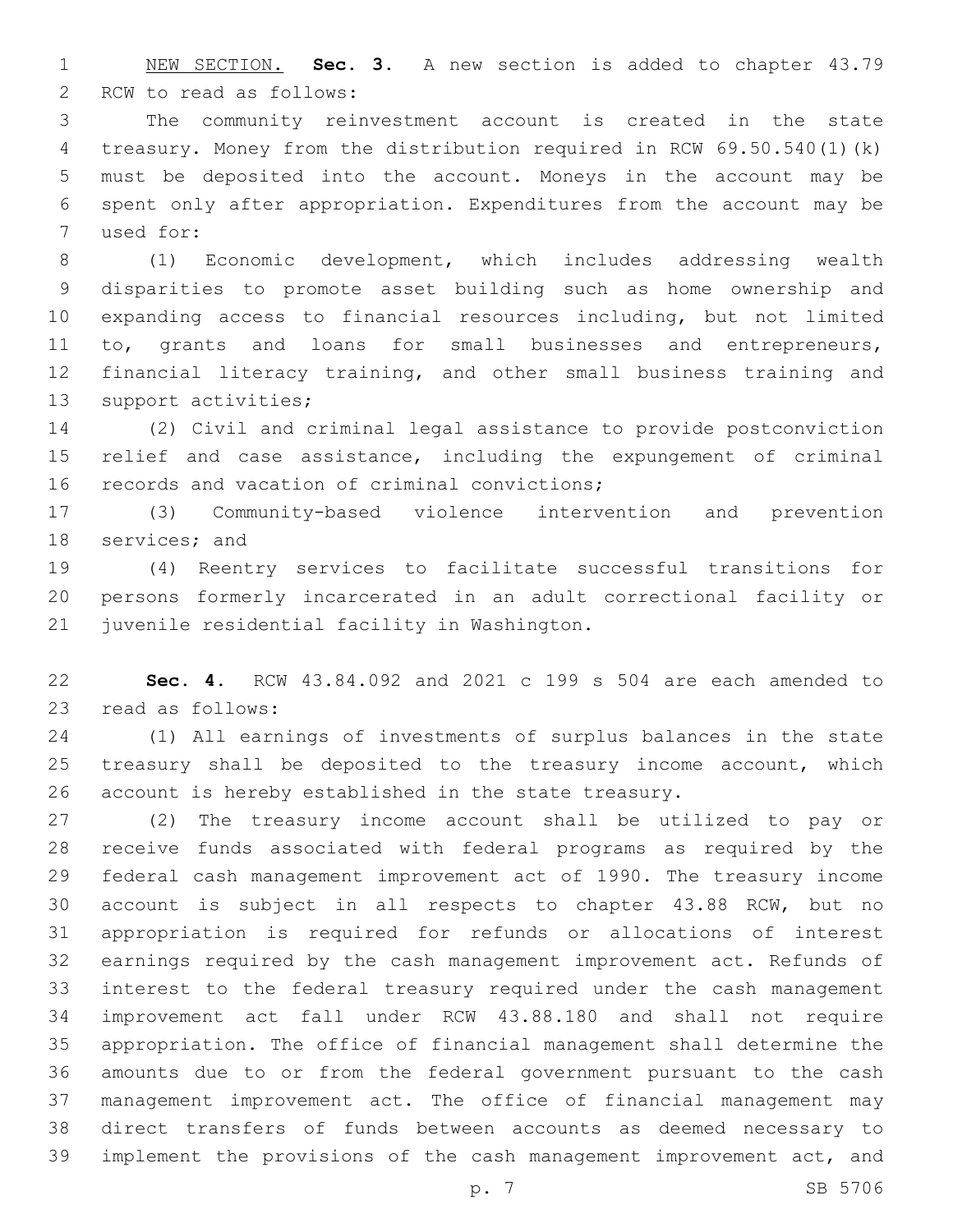NEW SECTION. **Sec. 3.** A new section is added to chapter 43.79 RCW to read as follows:

The community reinvestment account is created in the state treasury. Money from the distribution required in RCW 69.50.540(1)(k) must be deposited into the account. Moneys in the account may be spent only after appropriation. Expenditures from the account may be used for:

(1) Economic development, which includes addressing wealth disparities to promote asset building such as home ownership and expanding access to financial resources including, but not limited to, grants and loans for small businesses and entrepreneurs, financial literacy training, and other small business training and support activities;

(2) Civil and criminal legal assistance to provide postconviction relief and case assistance, including the expungement of criminal records and vacation of criminal convictions;

(3) Community-based violence intervention and prevention services; and

(4) Reentry services to facilitate successful transitions for persons formerly incarcerated in an adult correctional facility or juvenile residential facility in Washington.

**Sec. 4.** RCW 43.84.092 and 2021 c 199 s 504 are each amended to read as follows:

(1) All earnings of investments of surplus balances in the state treasury shall be deposited to the treasury income account, which account is hereby established in the state treasury.

(2) The treasury income account shall be utilized to pay or receive funds associated with federal programs as required by the federal cash management improvement act of 1990. The treasury income account is subject in all respects to chapter 43.88 RCW, but no appropriation is required for refunds or allocations of interest earnings required by the cash management improvement act. Refunds of interest to the federal treasury required under the cash management improvement act fall under RCW 43.88.180 and shall not require appropriation. The office of financial management shall determine the amounts due to or from the federal government pursuant to the cash management improvement act. The office of financial management may direct transfers of funds between accounts as deemed necessary to implement the provisions of the cash management improvement act, and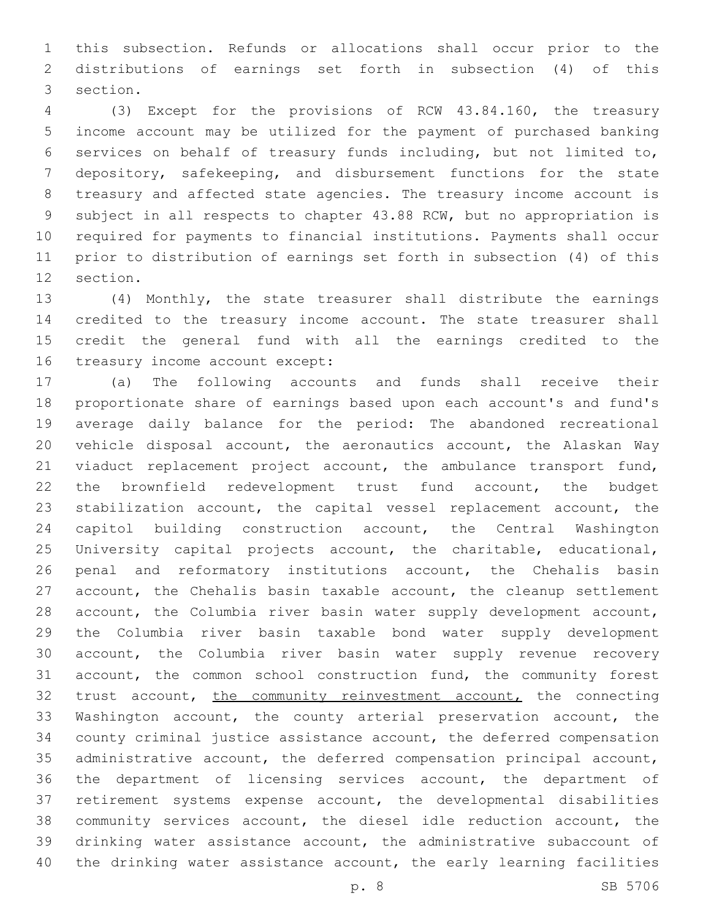this subsection. Refunds or allocations shall occur prior to the distributions of earnings set forth in subsection (4) of this section.

(3) Except for the provisions of RCW 43.84.160, the treasury income account may be utilized for the payment of purchased banking services on behalf of treasury funds including, but not limited to, depository, safekeeping, and disbursement functions for the state treasury and affected state agencies. The treasury income account is subject in all respects to chapter 43.88 RCW, but no appropriation is required for payments to financial institutions. Payments shall occur prior to distribution of earnings set forth in subsection (4) of this section.

(4) Monthly, the state treasurer shall distribute the earnings credited to the treasury income account. The state treasurer shall credit the general fund with all the earnings credited to the treasury income account except:

(a) The following accounts and funds shall receive their proportionate share of earnings based upon each account's and fund's average daily balance for the period: The abandoned recreational vehicle disposal account, the aeronautics account, the Alaskan Way viaduct replacement project account, the ambulance transport fund, the brownfield redevelopment trust fund account, the budget stabilization account, the capital vessel replacement account, the capitol building construction account, the Central Washington University capital projects account, the charitable, educational, penal and reformatory institutions account, the Chehalis basin account, the Chehalis basin taxable account, the cleanup settlement account, the Columbia river basin water supply development account, the Columbia river basin taxable bond water supply development account, the Columbia river basin water supply revenue recovery account, the common school construction fund, the community forest trust account, <u>the community reinvestment account,</u> the connecting Washington account, the county arterial preservation account, the county criminal justice assistance account, the deferred compensation administrative account, the deferred compensation principal account, the department of licensing services account, the department of retirement systems expense account, the developmental disabilities community services account, the diesel idle reduction account, the drinking water assistance account, the administrative subaccount of the drinking water assistance account, the early learning facilities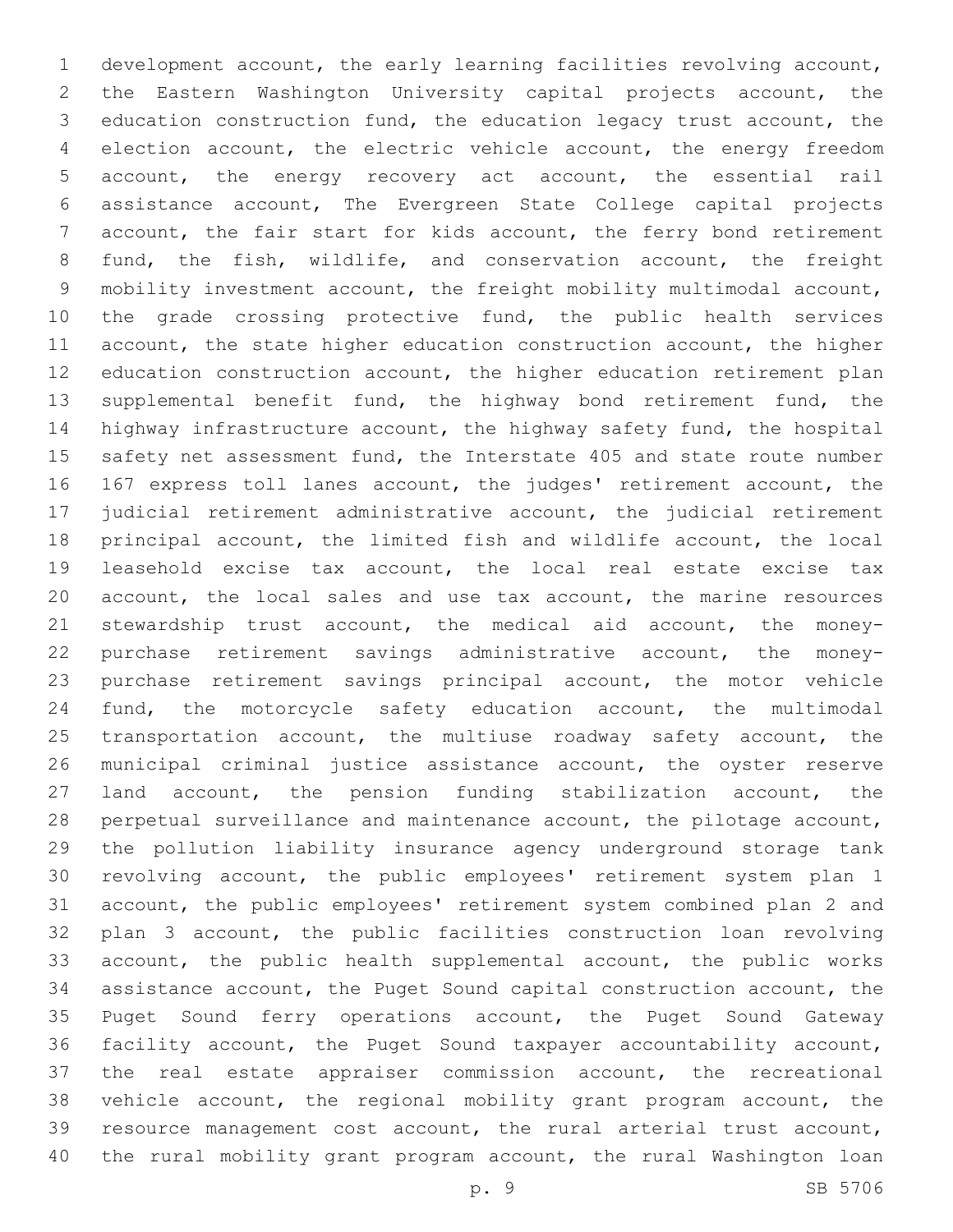development account, the early learning facilities revolving account, the Eastern Washington University capital projects account, the education construction fund, the education legacy trust account, the election account, the electric vehicle account, the energy freedom account, the energy recovery act account, the essential rail assistance account, The Evergreen State College capital projects account, the fair start for kids account, the ferry bond retirement fund, the fish, wildlife, and conservation account, the freight mobility investment account, the freight mobility multimodal account, the grade crossing protective fund, the public health services account, the state higher education construction account, the higher education construction account, the higher education retirement plan supplemental benefit fund, the highway bond retirement fund, the highway infrastructure account, the highway safety fund, the hospital safety net assessment fund, the Interstate 405 and state route number 167 express toll lanes account, the judges' retirement account, the judicial retirement administrative account, the judicial retirement principal account, the limited fish and wildlife account, the local leasehold excise tax account, the local real estate excise tax account, the local sales and use tax account, the marine resources stewardship trust account, the medical aid account, the money-purchase retirement savings administrative account, the money-purchase retirement savings principal account, the motor vehicle fund, the motorcycle safety education account, the multimodal transportation account, the multiuse roadway safety account, the municipal criminal justice assistance account, the oyster reserve land account, the pension funding stabilization account, the perpetual surveillance and maintenance account, the pilotage account, the pollution liability insurance agency underground storage tank revolving account, the public employees' retirement system plan 1 account, the public employees' retirement system combined plan 2 and plan 3 account, the public facilities construction loan revolving account, the public health supplemental account, the public works assistance account, the Puget Sound capital construction account, the Puget Sound ferry operations account, the Puget Sound Gateway facility account, the Puget Sound taxpayer accountability account, the real estate appraiser commission account, the recreational vehicle account, the regional mobility grant program account, the resource management cost account, the rural arterial trust account, the rural mobility grant program account, the rural Washington loan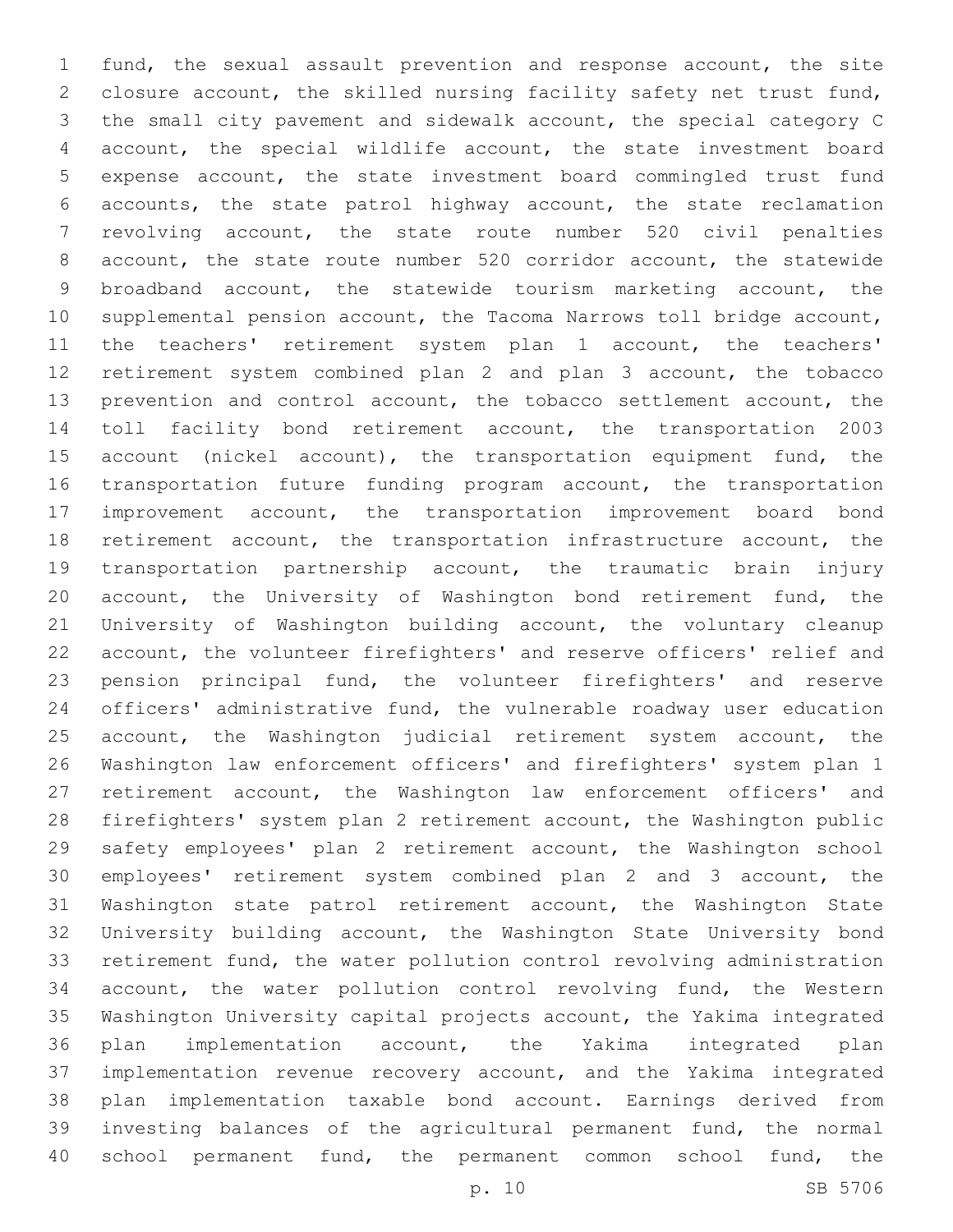fund, the sexual assault prevention and response account, the site closure account, the skilled nursing facility safety net trust fund, the small city pavement and sidewalk account, the special category C account, the special wildlife account, the state investment board expense account, the state investment board commingled trust fund accounts, the state patrol highway account, the state reclamation revolving account, the state route number 520 civil penalties account, the state route number 520 corridor account, the statewide broadband account, the statewide tourism marketing account, the supplemental pension account, the Tacoma Narrows toll bridge account, the teachers' retirement system plan 1 account, the teachers' retirement system combined plan 2 and plan 3 account, the tobacco prevention and control account, the tobacco settlement account, the toll facility bond retirement account, the transportation 2003 account (nickel account), the transportation equipment fund, the transportation future funding program account, the transportation improvement account, the transportation improvement board bond retirement account, the transportation infrastructure account, the transportation partnership account, the traumatic brain injury account, the University of Washington bond retirement fund, the University of Washington building account, the voluntary cleanup account, the volunteer firefighters' and reserve officers' relief and pension principal fund, the volunteer firefighters' and reserve officers' administrative fund, the vulnerable roadway user education account, the Washington judicial retirement system account, the Washington law enforcement officers' and firefighters' system plan 1 retirement account, the Washington law enforcement officers' and firefighters' system plan 2 retirement account, the Washington public safety employees' plan 2 retirement account, the Washington school employees' retirement system combined plan 2 and 3 account, the Washington state patrol retirement account, the Washington State University building account, the Washington State University bond retirement fund, the water pollution control revolving administration account, the water pollution control revolving fund, the Western Washington University capital projects account, the Yakima integrated plan implementation account, the Yakima integrated plan implementation revenue recovery account, and the Yakima integrated plan implementation taxable bond account. Earnings derived from investing balances of the agricultural permanent fund, the normal school permanent fund, the permanent common school fund, the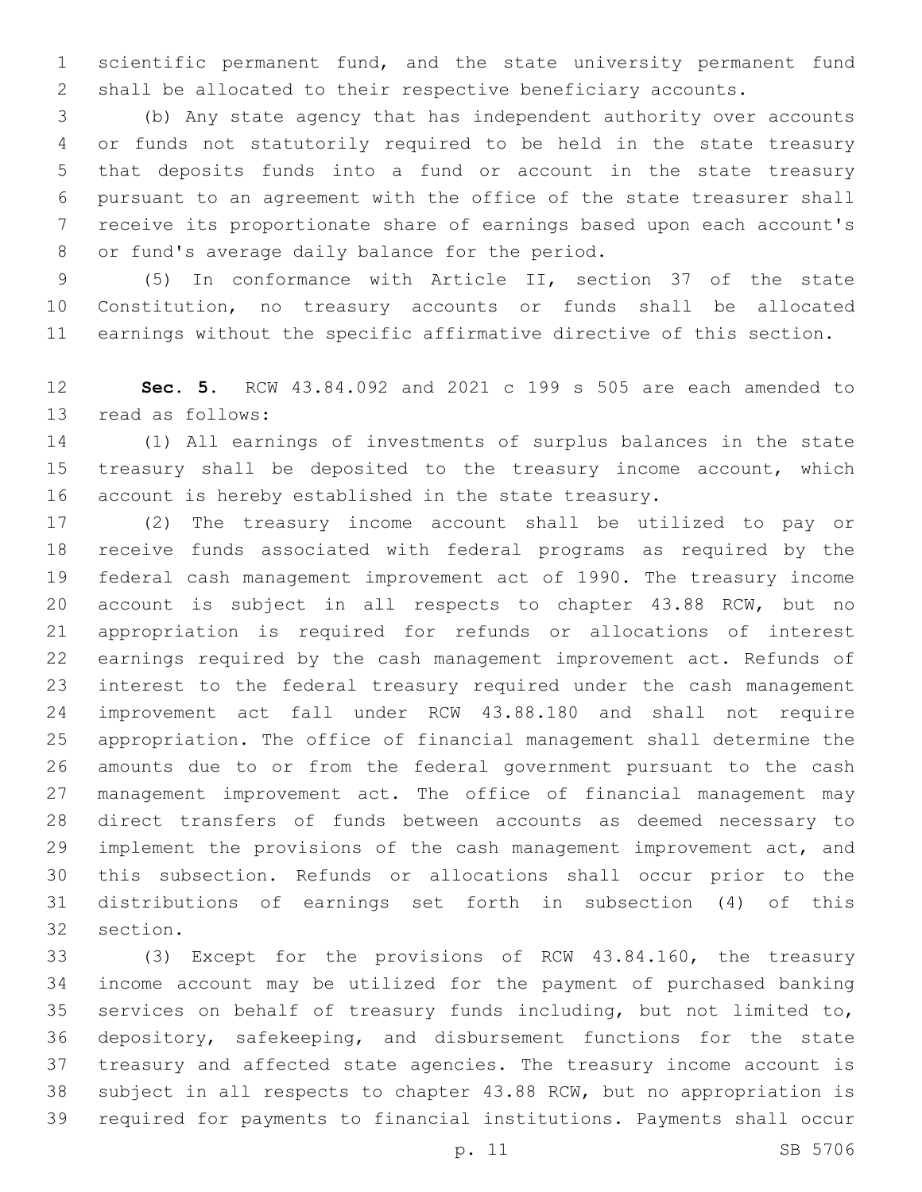scientific permanent fund, and the state university permanent fund shall be allocated to their respective beneficiary accounts.

(b) Any state agency that has independent authority over accounts or funds not statutorily required to be held in the state treasury that deposits funds into a fund or account in the state treasury pursuant to an agreement with the office of the state treasurer shall receive its proportionate share of earnings based upon each account's or fund's average daily balance for the period.

(5) In conformance with Article II, section 37 of the state Constitution, no treasury accounts or funds shall be allocated earnings without the specific affirmative directive of this section.

**Sec. 5.** RCW 43.84.092 and 2021 c 199 s 505 are each amended to read as follows:

(1) All earnings of investments of surplus balances in the state treasury shall be deposited to the treasury income account, which account is hereby established in the state treasury.

(2) The treasury income account shall be utilized to pay or receive funds associated with federal programs as required by the federal cash management improvement act of 1990. The treasury income account is subject in all respects to chapter 43.88 RCW, but no appropriation is required for refunds or allocations of interest earnings required by the cash management improvement act. Refunds of interest to the federal treasury required under the cash management improvement act fall under RCW 43.88.180 and shall not require appropriation. The office of financial management shall determine the amounts due to or from the federal government pursuant to the cash management improvement act. The office of financial management may direct transfers of funds between accounts as deemed necessary to implement the provisions of the cash management improvement act, and this subsection. Refunds or allocations shall occur prior to the distributions of earnings set forth in subsection (4) of this section.

(3) Except for the provisions of RCW 43.84.160, the treasury income account may be utilized for the payment of purchased banking services on behalf of treasury funds including, but not limited to, depository, safekeeping, and disbursement functions for the state treasury and affected state agencies. The treasury income account is subject in all respects to chapter 43.88 RCW, but no appropriation is required for payments to financial institutions. Payments shall occur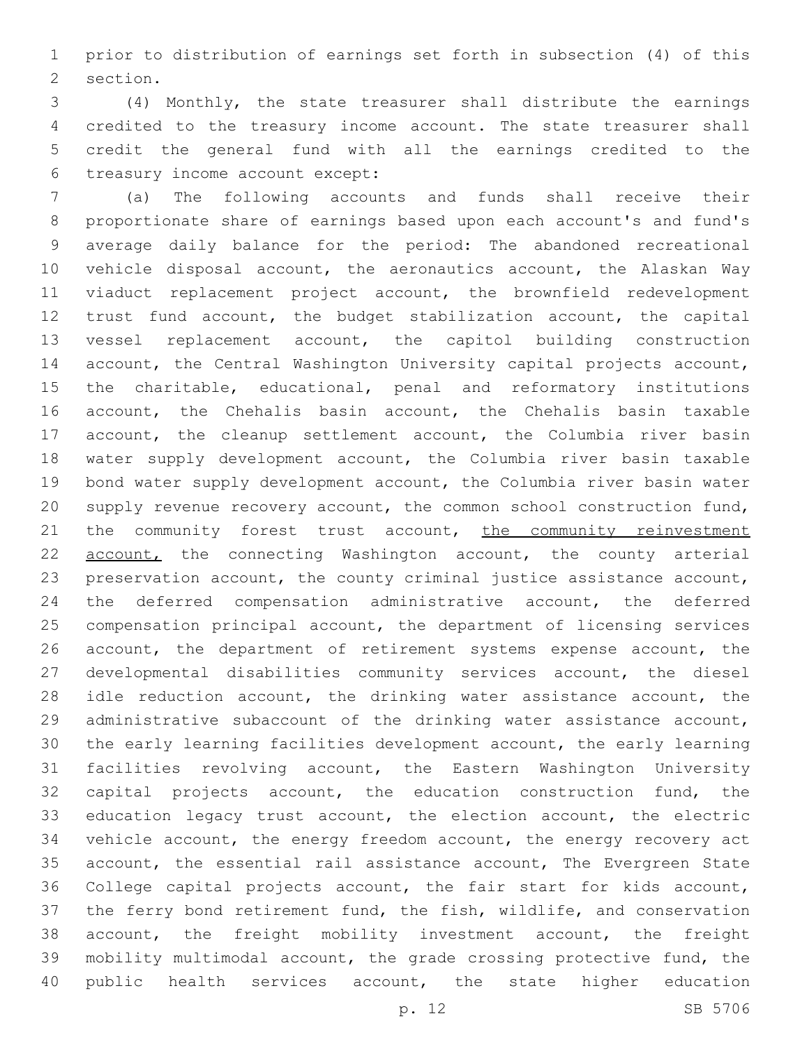prior to distribution of earnings set forth in subsection (4) of this section.

(4) Monthly, the state treasurer shall distribute the earnings credited to the treasury income account. The state treasurer shall credit the general fund with all the earnings credited to the treasury income account except:

(a) The following accounts and funds shall receive their proportionate share of earnings based upon each account's and fund's average daily balance for the period: The abandoned recreational vehicle disposal account, the aeronautics account, the Alaskan Way viaduct replacement project account, the brownfield redevelopment trust fund account, the budget stabilization account, the capital vessel replacement account, the capitol building construction account, the Central Washington University capital projects account, the charitable, educational, penal and reformatory institutions account, the Chehalis basin account, the Chehalis basin taxable account, the cleanup settlement account, the Columbia river basin water supply development account, the Columbia river basin taxable bond water supply development account, the Columbia river basin water supply revenue recovery account, the common school construction fund, the community forest trust account, <u>the community reinvestment account,</u> the connecting Washington account, the county arterial preservation account, the county criminal justice assistance account, the deferred compensation administrative account, the deferred compensation principal account, the department of licensing services account, the department of retirement systems expense account, the developmental disabilities community services account, the diesel idle reduction account, the drinking water assistance account, the administrative subaccount of the drinking water assistance account, the early learning facilities development account, the early learning facilities revolving account, the Eastern Washington University capital projects account, the education construction fund, the education legacy trust account, the election account, the electric vehicle account, the energy freedom account, the energy recovery act account, the essential rail assistance account, The Evergreen State College capital projects account, the fair start for kids account, the ferry bond retirement fund, the fish, wildlife, and conservation account, the freight mobility investment account, the freight mobility multimodal account, the grade crossing protective fund, the public health services account, the state higher education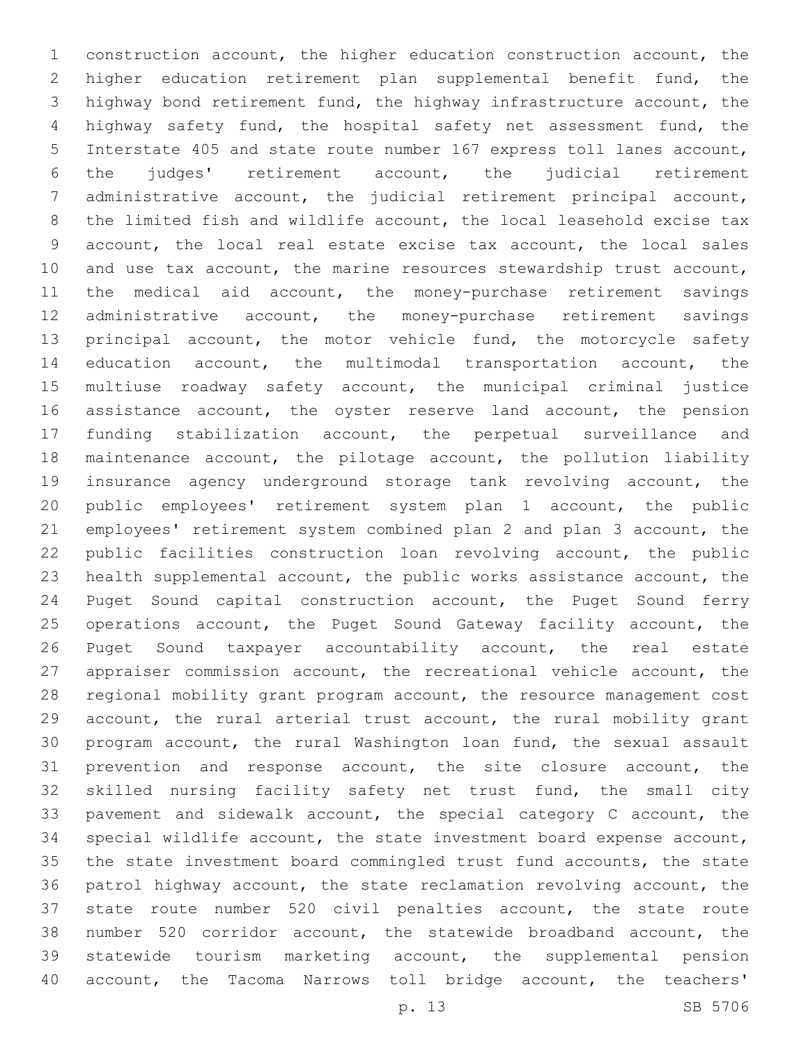construction account, the higher education construction account, the higher education retirement plan supplemental benefit fund, the highway bond retirement fund, the highway infrastructure account, the highway safety fund, the hospital safety net assessment fund, the Interstate 405 and state route number 167 express toll lanes account, the judges' retirement account, the judicial retirement administrative account, the judicial retirement principal account, the limited fish and wildlife account, the local leasehold excise tax account, the local real estate excise tax account, the local sales and use tax account, the marine resources stewardship trust account, the medical aid account, the money-purchase retirement savings administrative account, the money-purchase retirement savings principal account, the motor vehicle fund, the motorcycle safety education account, the multimodal transportation account, the multiuse roadway safety account, the municipal criminal justice assistance account, the oyster reserve land account, the pension funding stabilization account, the perpetual surveillance and maintenance account, the pilotage account, the pollution liability insurance agency underground storage tank revolving account, the public employees' retirement system plan 1 account, the public employees' retirement system combined plan 2 and plan 3 account, the public facilities construction loan revolving account, the public health supplemental account, the public works assistance account, the Puget Sound capital construction account, the Puget Sound ferry operations account, the Puget Sound Gateway facility account, the Puget Sound taxpayer accountability account, the real estate appraiser commission account, the recreational vehicle account, the regional mobility grant program account, the resource management cost account, the rural arterial trust account, the rural mobility grant program account, the rural Washington loan fund, the sexual assault prevention and response account, the site closure account, the skilled nursing facility safety net trust fund, the small city pavement and sidewalk account, the special category C account, the special wildlife account, the state investment board expense account, the state investment board commingled trust fund accounts, the state patrol highway account, the state reclamation revolving account, the state route number 520 civil penalties account, the state route number 520 corridor account, the statewide broadband account, the statewide tourism marketing account, the supplemental pension account, the Tacoma Narrows toll bridge account, the teachers'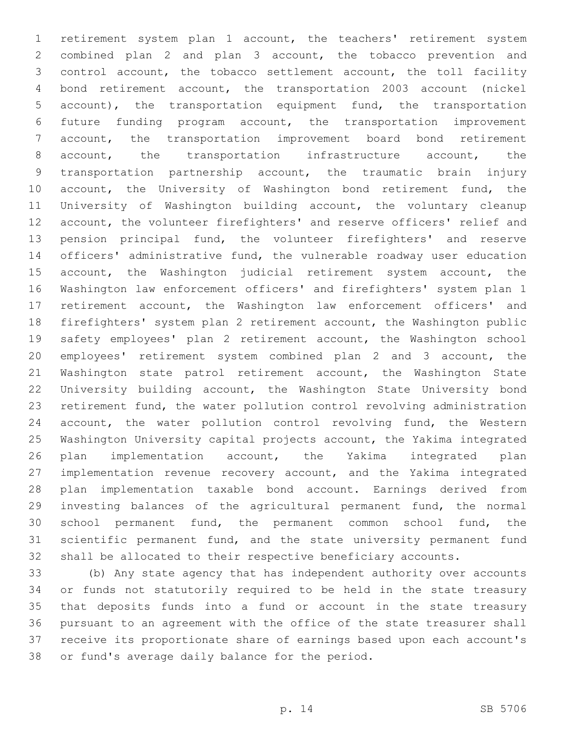retirement system plan 1 account, the teachers' retirement system combined plan 2 and plan 3 account, the tobacco prevention and control account, the tobacco settlement account, the toll facility bond retirement account, the transportation 2003 account (nickel account), the transportation equipment fund, the transportation future funding program account, the transportation improvement account, the transportation improvement board bond retirement account, the transportation infrastructure account, the transportation partnership account, the traumatic brain injury account, the University of Washington bond retirement fund, the University of Washington building account, the voluntary cleanup account, the volunteer firefighters' and reserve officers' relief and pension principal fund, the volunteer firefighters' and reserve officers' administrative fund, the vulnerable roadway user education account, the Washington judicial retirement system account, the Washington law enforcement officers' and firefighters' system plan 1 retirement account, the Washington law enforcement officers' and firefighters' system plan 2 retirement account, the Washington public safety employees' plan 2 retirement account, the Washington school employees' retirement system combined plan 2 and 3 account, the Washington state patrol retirement account, the Washington State University building account, the Washington State University bond retirement fund, the water pollution control revolving administration account, the water pollution control revolving fund, the Western Washington University capital projects account, the Yakima integrated plan implementation account, the Yakima integrated plan implementation revenue recovery account, and the Yakima integrated plan implementation taxable bond account. Earnings derived from investing balances of the agricultural permanent fund, the normal school permanent fund, the permanent common school fund, the scientific permanent fund, and the state university permanent fund shall be allocated to their respective beneficiary accounts.

(b) Any state agency that has independent authority over accounts or funds not statutorily required to be held in the state treasury that deposits funds into a fund or account in the state treasury pursuant to an agreement with the office of the state treasurer shall receive its proportionate share of earnings based upon each account's or fund's average daily balance for the period.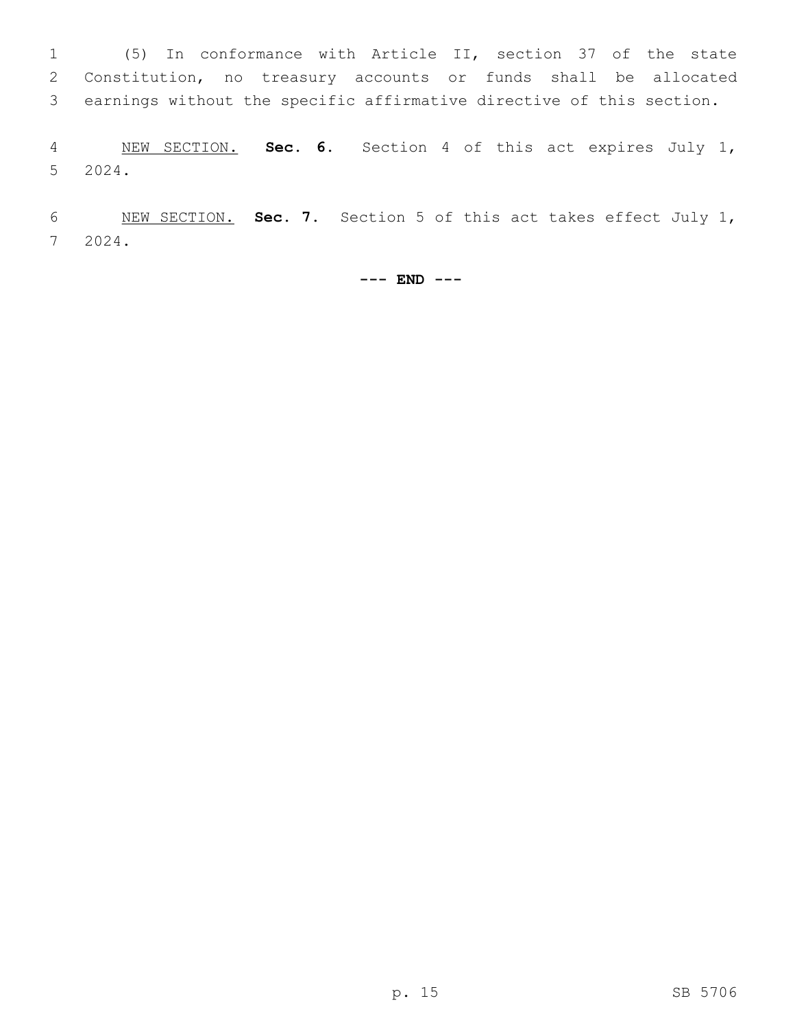(5) In conformance with Article II, section 37 of the state Constitution, no treasury accounts or funds shall be allocated earnings without the specific affirmative directive of this section.

NEW SECTION. **Sec. 6.** Section 4 of this act expires July 1, 2024.

NEW SECTION. **Sec. 7.** Section 5 of this act takes effect July 1, 2024.

**--- END ---**